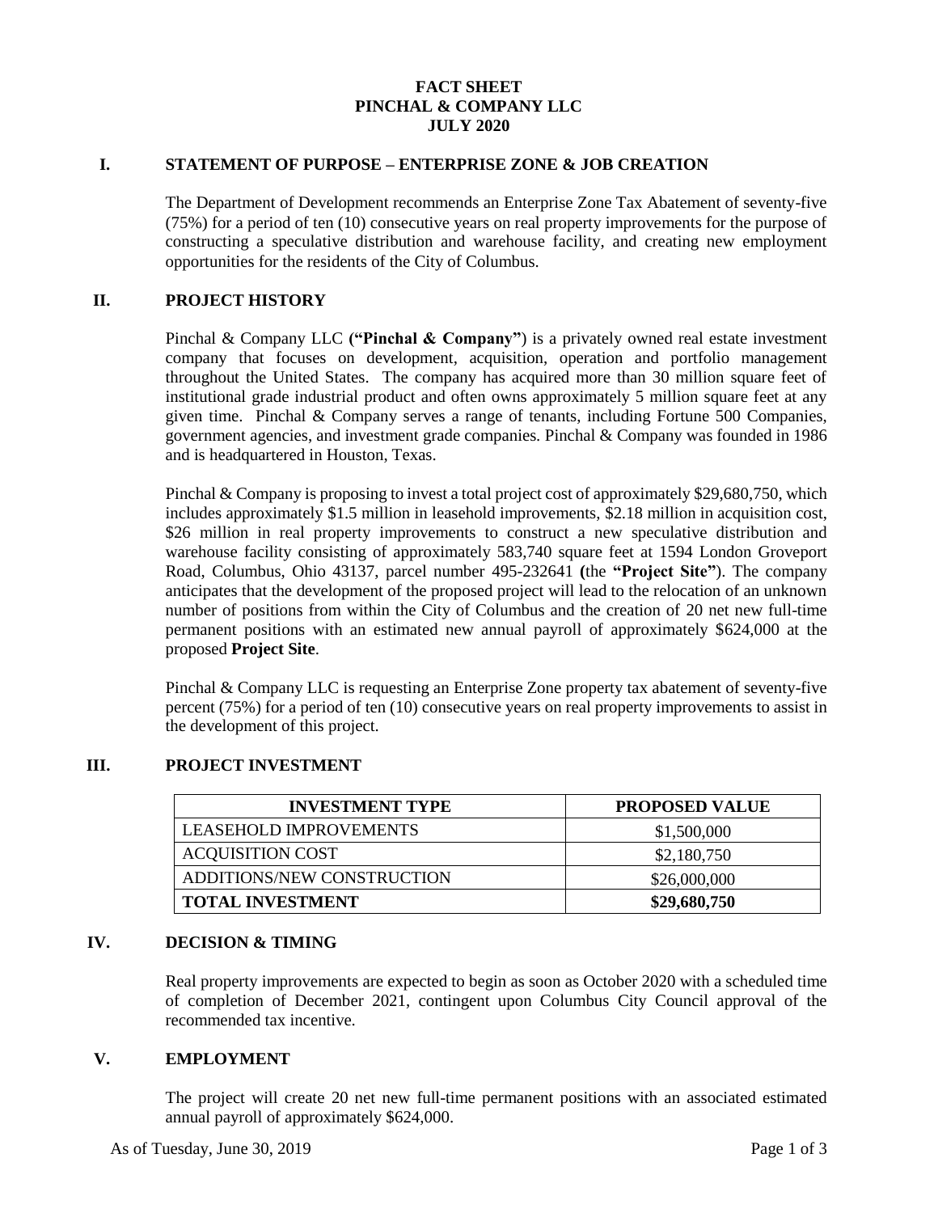# FACT SHEET
# PINCHAL & COMPANY LLC
# JULY 2020

## I. STATEMENT OF PURPOSE – ENTERPRISE ZONE & JOB CREATION

The Department of Development recommends an Enterprise Zone Tax Abatement of seventy-five (75%) for a period of ten (10) consecutive years on real property improvements for the purpose of constructing a speculative distribution and warehouse facility, and creating new employment opportunities for the residents of the City of Columbus.

## II. PROJECT HISTORY

Pinchal & Company LLC (**"Pinchal & Company"**) is a privately owned real estate investment company that focuses on development, acquisition, operation and portfolio management throughout the United States. The company has acquired more than 30 million square feet of institutional grade industrial product and often owns approximately 5 million square feet at any given time. Pinchal & Company serves a range of tenants, including Fortune 500 Companies, government agencies, and investment grade companies. Pinchal & Company was founded in 1986 and is headquartered in Houston, Texas.

Pinchal & Company is proposing to invest a total project cost of approximately $29,680,750, which includes approximately $1.5 million in leasehold improvements, $2.18 million in acquisition cost, $26 million in real property improvements to construct a new speculative distribution and warehouse facility consisting of approximately 583,740 square feet at 1594 London Groveport Road, Columbus, Ohio 43137, parcel number 495-232641 **(**the **"Project Site"**). The company anticipates that the development of the proposed project will lead to the relocation of an unknown number of positions from within the City of Columbus and the creation of 20 net new full-time permanent positions with an estimated new annual payroll of approximately $624,000 at the proposed **Project Site**.

Pinchal & Company LLC is requesting an Enterprise Zone property tax abatement of seventy-five percent (75%) for a period of ten (10) consecutive years on real property improvements to assist in the development of this project.

## III. PROJECT INVESTMENT

| INVESTMENT TYPE | PROPOSED VALUE |
|---|---|
| LEASEHOLD IMPROVEMENTS | $1,500,000 |
| ACQUISITION COST | $2,180,750 |
| ADDITIONS/NEW CONSTRUCTION | $26,000,000 |
| **TOTAL INVESTMENT** | **$29,680,750** |

## IV. DECISION & TIMING

Real property improvements are expected to begin as soon as October 2020 with a scheduled time of completion of December 2021, contingent upon Columbus City Council approval of the recommended tax incentive.

## V. EMPLOYMENT

The project will create 20 net new full-time permanent positions with an associated estimated annual payroll of approximately $624,000.

As of Tuesday, June 30, 2019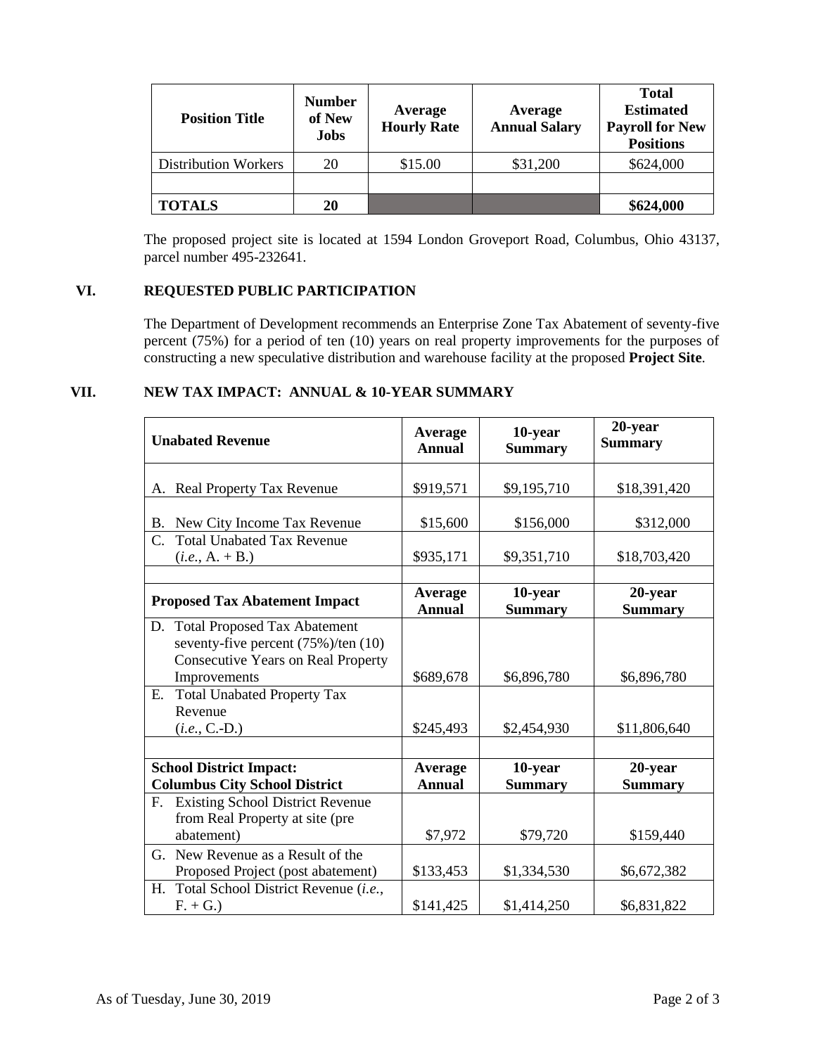| Position Title | Number of New Jobs | Average Hourly Rate | Average Annual Salary | Total Estimated Payroll for New Positions |
|---|---|---|---|---|
| Distribution Workers | 20 | $15.00 | $31,200 | $624,000 |
| | | | | |
| **TOTALS** | **20** | | | **$624,000** |

The proposed project site is located at 1594 London Groveport Road, Columbus, Ohio 43137, parcel number 495-232641.

## VI. REQUESTED PUBLIC PARTICIPATION

The Department of Development recommends an Enterprise Zone Tax Abatement of seventy-five percent (75%) for a period of ten (10) years on real property improvements for the purposes of constructing a new speculative distribution and warehouse facility at the proposed **Project Site**.

## VII. NEW TAX IMPACT: ANNUAL & 10-YEAR SUMMARY

| **Unabated Revenue** | **Average Annual** | **10-year Summary** | **20-year Summary** |
|---|---|---|---|
| A. Real Property Tax Revenue | $919,571 | $9,195,710 | $18,391,420 |
| B. New City Income Tax Revenue | $15,600 | $156,000 | $312,000 |
| C. Total Unabated Tax Revenue (*i.e.*, A. + B.) | $935,171 | $9,351,710 | $18,703,420 |
| | | | |
| **Proposed Tax Abatement Impact** | **Average Annual** | **10-year Summary** | **20-year Summary** |
| D. Total Proposed Tax Abatement seventy-five percent (75%)/ten (10) Consecutive Years on Real Property Improvements | $689,678 | $6,896,780 | $6,896,780 |
| E. Total Unabated Property Tax Revenue (*i.e.*, C.-D.) | $245,493 | $2,454,930 | $11,806,640 |
| | | | |
| **School District Impact: Columbus City School District** | **Average Annual** | **10-year Summary** | **20-year Summary** |
| F. Existing School District Revenue from Real Property at site (pre abatement) | $7,972 | $79,720 | $159,440 |
| G. New Revenue as a Result of the Proposed Project (post abatement) | $133,453 | $1,334,530 | $6,672,382 |
| H. Total School District Revenue (*i.e.*, F. + G.) | $141,425 | $1,414,250 | $6,831,822 |

As of Tuesday, June 30, 2019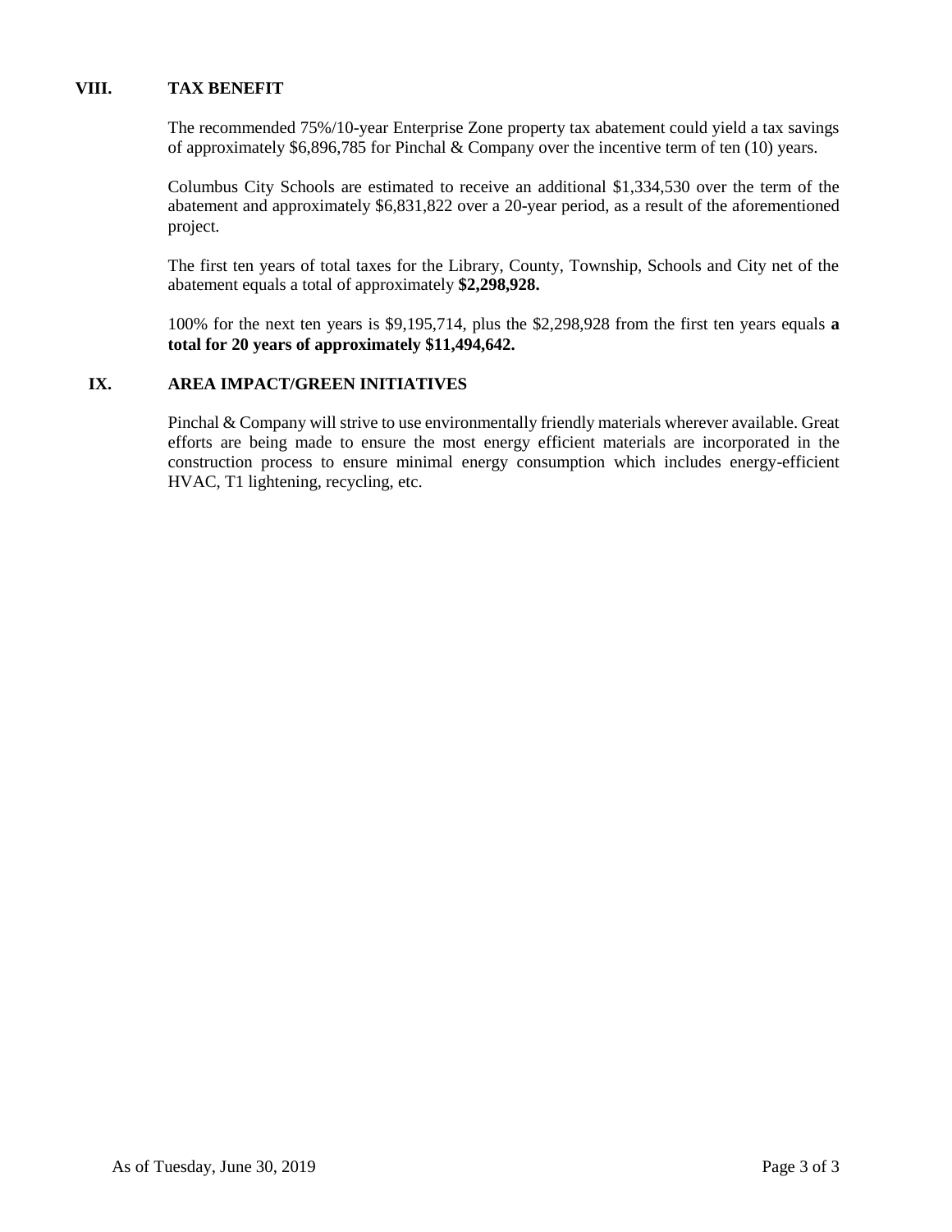## VIII. TAX BENEFIT

The recommended 75%/10-year Enterprise Zone property tax abatement could yield a tax savings of approximately $6,896,785 for Pinchal & Company over the incentive term of ten (10) years.

Columbus City Schools are estimated to receive an additional $1,334,530 over the term of the abatement and approximately $6,831,822 over a 20-year period, as a result of the aforementioned project.

The first ten years of total taxes for the Library, County, Township, Schools and City net of the abatement equals a total of approximately **$2,298,928.**

100% for the next ten years is $9,195,714, plus the $2,298,928 from the first ten years equals **a total for 20 years of approximately $11,494,642.**

## IX. AREA IMPACT/GREEN INITIATIVES

Pinchal & Company will strive to use environmentally friendly materials wherever available. Great efforts are being made to ensure the most energy efficient materials are incorporated in the construction process to ensure minimal energy consumption which includes energy-efficient HVAC, T1 lightening, recycling, etc.